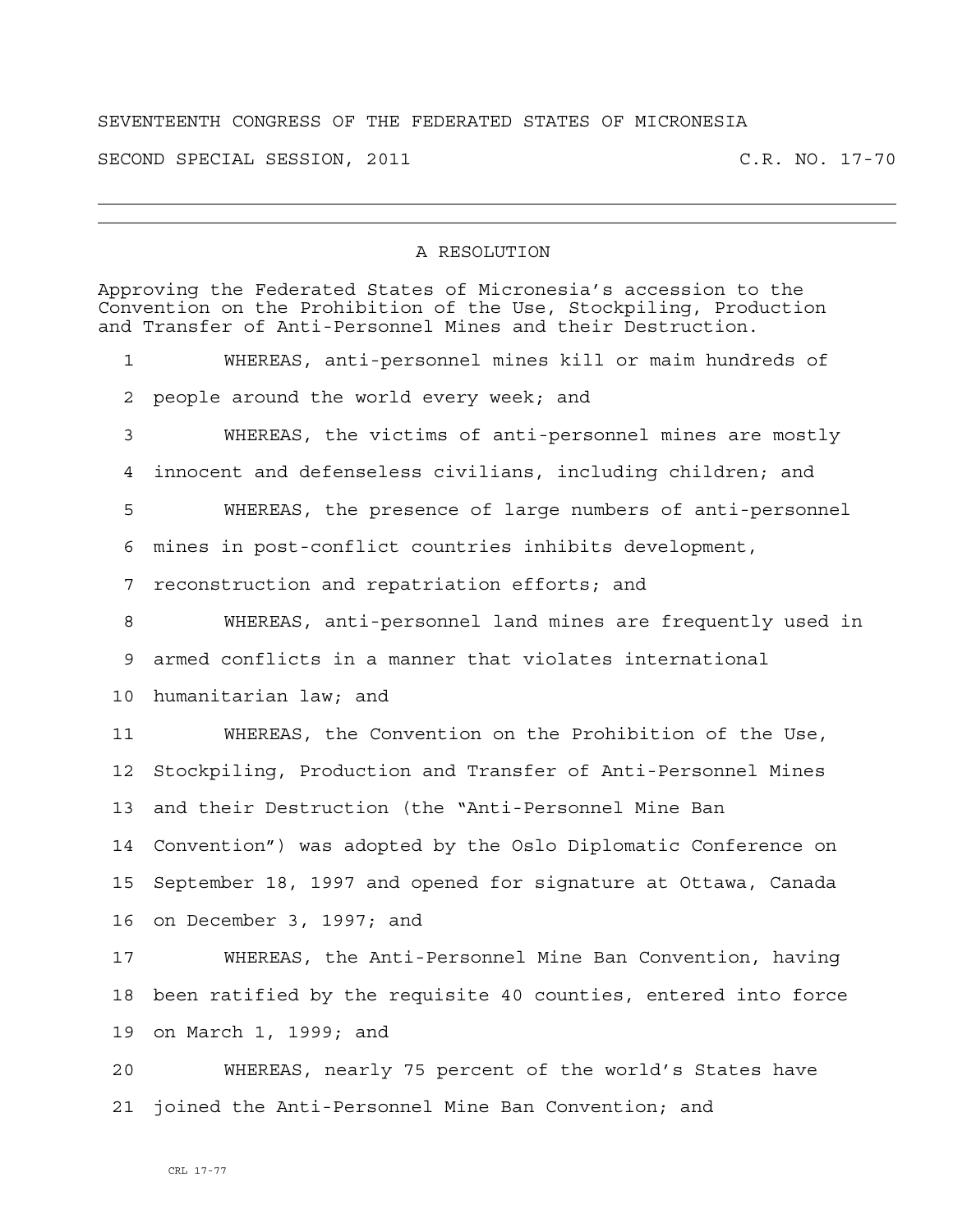SEVENTEENTH CONGRESS OF THE FEDERATED STATES OF MICRONESIA

SECOND SPECIAL SESSION, 2011 C.R. NO. 17-70

---

## A RESOLUTION

Approving the Federated States of Micronesia's accession to the Convention on the Prohibition of the Use, Stockpiling, Production and Transfer of Anti-Personnel Mines and their Destruction.

1 WHEREAS, anti-personnel mines kill or maim hundreds of
2 people around the world every week; and
3 WHEREAS, the victims of anti-personnel mines are mostly
4 innocent and defenseless civilians, including children; and
5 WHEREAS, the presence of large numbers of anti-personnel
6 mines in post-conflict countries inhibits development,
7 reconstruction and repatriation efforts; and
8 WHEREAS, anti-personnel land mines are frequently used in
9 armed conflicts in a manner that violates international
10 humanitarian law; and
11 WHEREAS, the Convention on the Prohibition of the Use,
12 Stockpiling, Production and Transfer of Anti-Personnel Mines
13 and their Destruction (the "Anti-Personnel Mine Ban
14 Convention") was adopted by the Oslo Diplomatic Conference on
15 September 18, 1997 and opened for signature at Ottawa, Canada
16 on December 3, 1997; and
17 WHEREAS, the Anti-Personnel Mine Ban Convention, having
18 been ratified by the requisite 40 counties, entered into force
19 on March 1, 1999; and
20 WHEREAS, nearly 75 percent of the world's States have
21 joined the Anti-Personnel Mine Ban Convention; and

CRL 17-77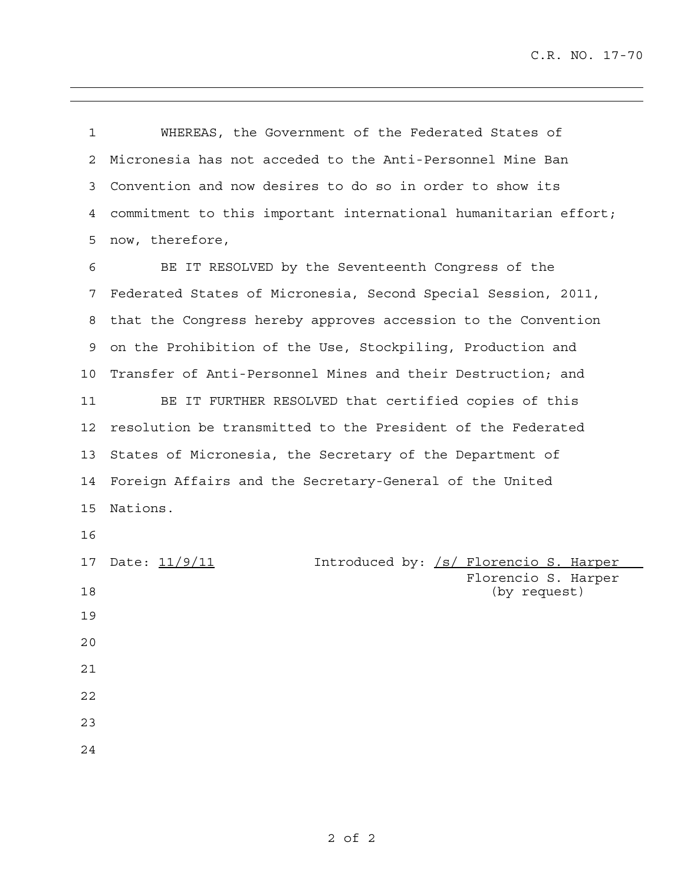WHEREAS, the Government of the Federated States of Micronesia has not acceded to the Anti-Personnel Mine Ban Convention and now desires to do so in order to show its commitment to this important international humanitarian effort; now, therefore,

BE IT RESOLVED by the Seventeenth Congress of the Federated States of Micronesia, Second Special Session, 2011, that the Congress hereby approves accession to the Convention on the Prohibition of the Use, Stockpiling, Production and Transfer of Anti-Personnel Mines and their Destruction; and

BE IT FURTHER RESOLVED that certified copies of this resolution be transmitted to the President of the Federated States of Micronesia, the Secretary of the Department of Foreign Affairs and the Secretary-General of the United Nations.

Date: 11/9/11

Introduced by: /s/ Florencio S. Harper
Florencio S. Harper
(by request)